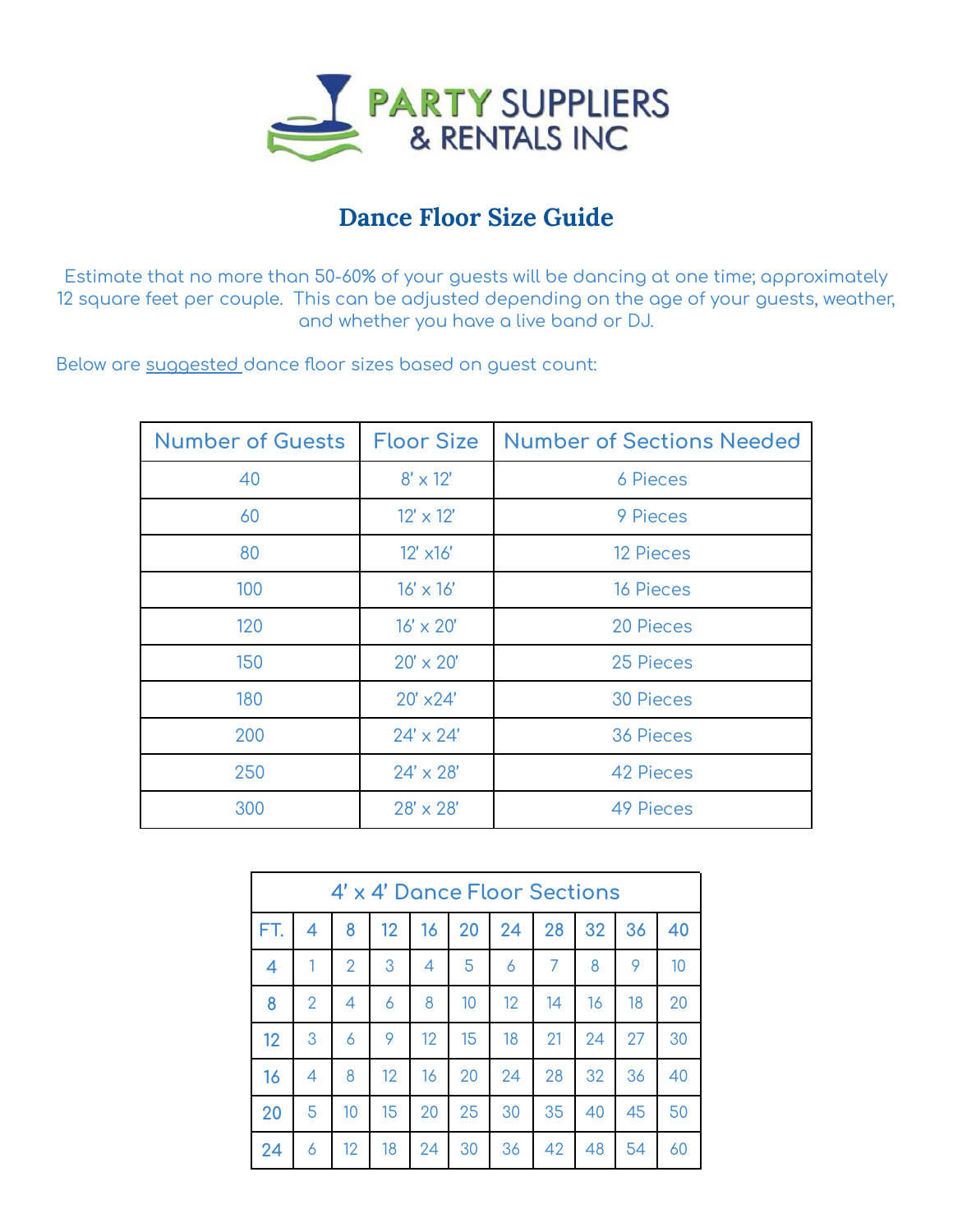PARTY SUPPLIERS & RENTALS INC

# Dance Floor Size Guide

Estimate that no more than 50-60% of your guests will be dancing at one time; approximately 12 square feet per couple. This can be adjusted depending on the age of your guests, weather, and whether you have a live band or DJ.

Below are suggested dance floor sizes based on guest count:

| Number of Guests | Floor Size | Number of Sections Needed |
|---|---|---|
| 40 | 8' x 12' | 6 Pieces |
| 60 | 12' x 12' | 9 Pieces |
| 80 | 12' x16' | 12 Pieces |
| 100 | 16' x 16' | 16 Pieces |
| 120 | 16' x 20' | 20 Pieces |
| 150 | 20' x 20' | 25 Pieces |
| 180 | 20' x24' | 30 Pieces |
| 200 | 24' x 24' | 36 Pieces |
| 250 | 24' x 28' | 42 Pieces |
| 300 | 28' x 28' | 49 Pieces |

| 4' x 4' Dance Floor Sections | | | | | | | | | | |
|---|---|---|---|---|---|---|---|---|---|---|
| FT. | 4 | 8 | 12 | 16 | 20 | 24 | 28 | 32 | 36 | 40 |
| 4 | 1 | 2 | 3 | 4 | 5 | 6 | 7 | 8 | 9 | 10 |
| 8 | 2 | 4 | 6 | 8 | 10 | 12 | 14 | 16 | 18 | 20 |
| 12 | 3 | 6 | 9 | 12 | 15 | 18 | 21 | 24 | 27 | 30 |
| 16 | 4 | 8 | 12 | 16 | 20 | 24 | 28 | 32 | 36 | 40 |
| 20 | 5 | 10 | 15 | 20 | 25 | 30 | 35 | 40 | 45 | 50 |
| 24 | 6 | 12 | 18 | 24 | 30 | 36 | 42 | 48 | 54 | 60 |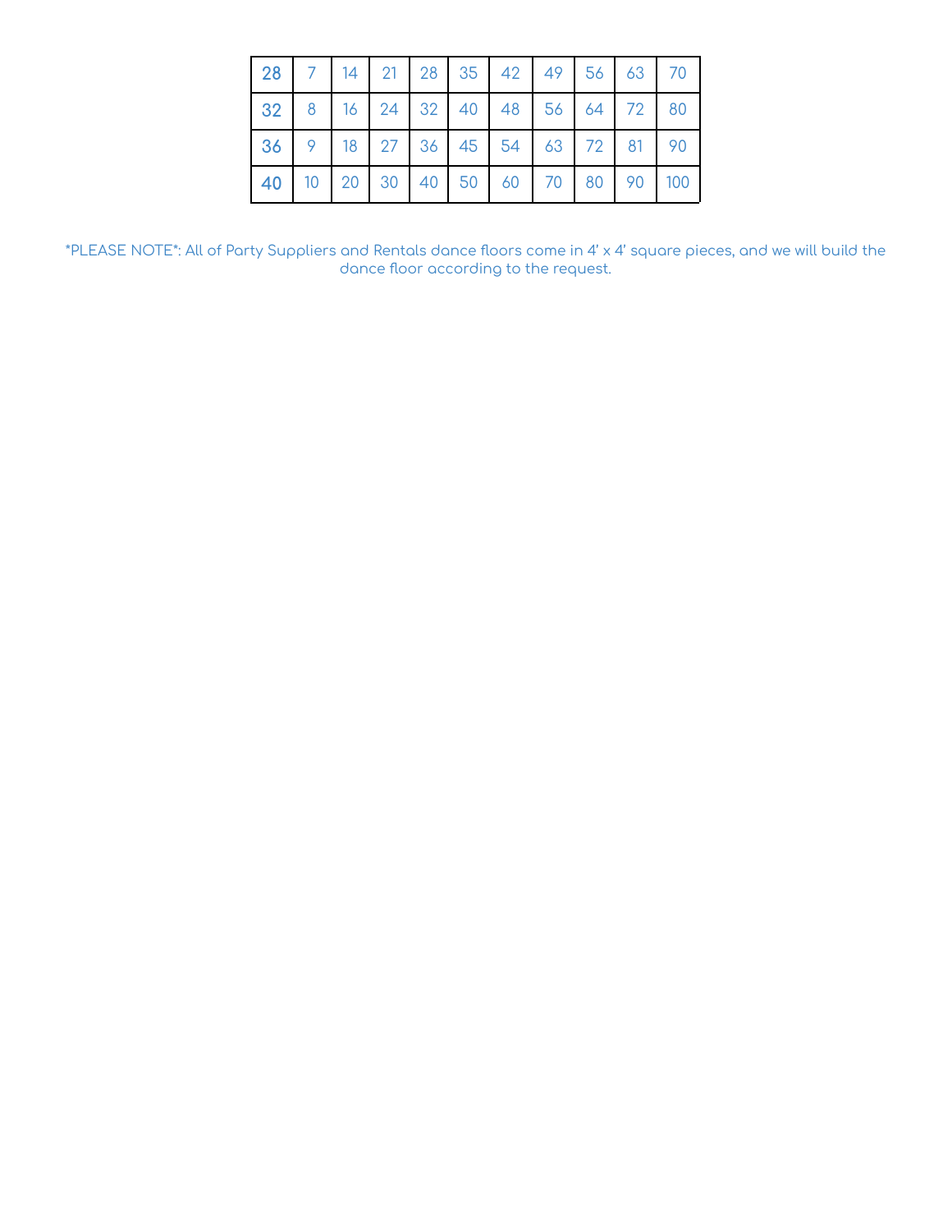| | | | | | | | | | | |
|---|---|---|---|---|---|---|---|---|---|---|
| **28** | 7 | 14 | 21 | 28 | 35 | 42 | 49 | 56 | 63 | 70 |
| **32** | 8 | 16 | 24 | 32 | 40 | 48 | 56 | 64 | 72 | 80 |
| **36** | 9 | 18 | 27 | 36 | 45 | 54 | 63 | 72 | 81 | 90 |
| **40** | 10 | 20 | 30 | 40 | 50 | 60 | 70 | 80 | 90 | 100 |

*PLEASE NOTE*: All of Party Suppliers and Rentals dance floors come in 4' x 4' square pieces, and we will build the dance floor according to the request.